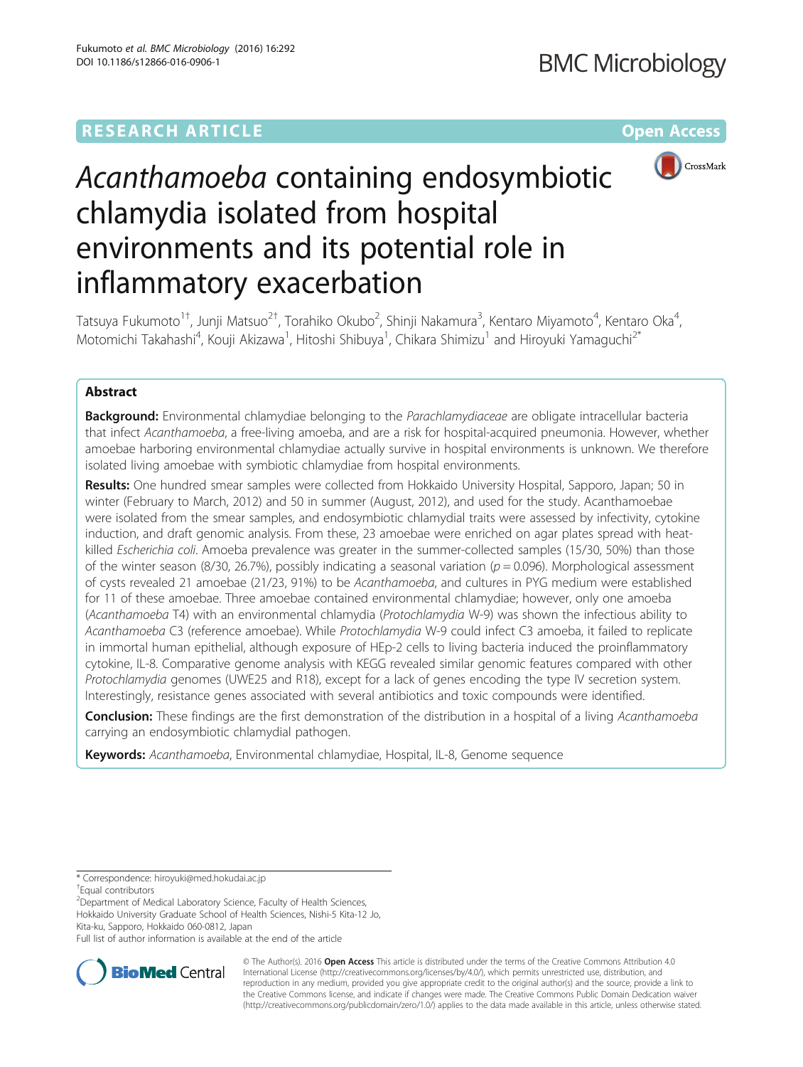RESEARCH ARTICLE

Open Access

# *Acanthamoeba* containing endosymbiotic chlamydia isolated from hospital environments and its potential role in inflammatory exacerbation

Tatsuya Fukumoto[1†], Junji Matsuo[2†], Torahiko Okubo[2], Shinji Nakamura[3], Kentaro Miyamoto[4], Kentaro Oka[4], Motomichi Takahashi[4], Kouji Akizawa[1], Hitoshi Shibuya[1], Chikara Shimizu[1] and Hiroyuki Yamaguchi[2*]

## Abstract

**Background:** Environmental chlamydiae belonging to the *Parachlamydiaceae* are obligate intracellular bacteria that infect *Acanthamoeba*, a free-living amoeba, and are a risk for hospital-acquired pneumonia. However, whether amoebae harboring environmental chlamydiae actually survive in hospital environments is unknown. We therefore isolated living amoebae with symbiotic chlamydiae from hospital environments.

**Results:** One hundred smear samples were collected from Hokkaido University Hospital, Sapporo, Japan; 50 in winter (February to March, 2012) and 50 in summer (August, 2012), and used for the study. Acanthamoebae were isolated from the smear samples, and endosymbiotic chlamydial traits were assessed by infectivity, cytokine induction, and draft genomic analysis. From these, 23 amoebae were enriched on agar plates spread with heat-killed *Escherichia coli*. Amoeba prevalence was greater in the summer-collected samples (15/30, 50%) than those of the winter season (8/30, 26.7%), possibly indicating a seasonal variation ($p = 0.096$). Morphological assessment of cysts revealed 21 amoebae (21/23, 91%) to be *Acanthamoeba*, and cultures in PYG medium were established for 11 of these amoebae. Three amoebae contained environmental chlamydiae; however, only one amoeba (*Acanthamoeba* T4) with an environmental chlamydia (*Protochlamydia* W-9) was shown the infectious ability to *Acanthamoeba* C3 (reference amoebae). While *Protochlamydia* W-9 could infect C3 amoeba, it failed to replicate in immortal human epithelial, although exposure of HEp-2 cells to living bacteria induced the proinflammatory cytokine, IL-8. Comparative genome analysis with KEGG revealed similar genomic features compared with other *Protochlamydia* genomes (UWE25 and R18), except for a lack of genes encoding the type IV secretion system. Interestingly, resistance genes associated with several antibiotics and toxic compounds were identified.

**Conclusion:** These findings are the first demonstration of the distribution in a hospital of a living *Acanthamoeba* carrying an endosymbiotic chlamydial pathogen.

**Keywords:** *Acanthamoeba*, Environmental chlamydiae, Hospital, IL-8, Genome sequence

---

\* Correspondence: hiroyuki@med.hokudai.ac.jp
†Equal contributors
[2]Department of Medical Laboratory Science, Faculty of Health Sciences, Hokkaido University Graduate School of Health Sciences, Nishi-5 Kita-12 Jo, Kita-ku, Sapporo, Hokkaido 060-0812, Japan
Full list of author information is available at the end of the article

© The Author(s). 2016 **Open Access** This article is distributed under the terms of the Creative Commons Attribution 4.0 International License (http://creativecommons.org/licenses/by/4.0/), which permits unrestricted use, distribution, and reproduction in any medium, provided you give appropriate credit to the original author(s) and the source, provide a link to the Creative Commons license, and indicate if changes were made. The Creative Commons Public Domain Dedication waiver (http://creativecommons.org/publicdomain/zero/1.0/) applies to the data made available in this article, unless otherwise stated.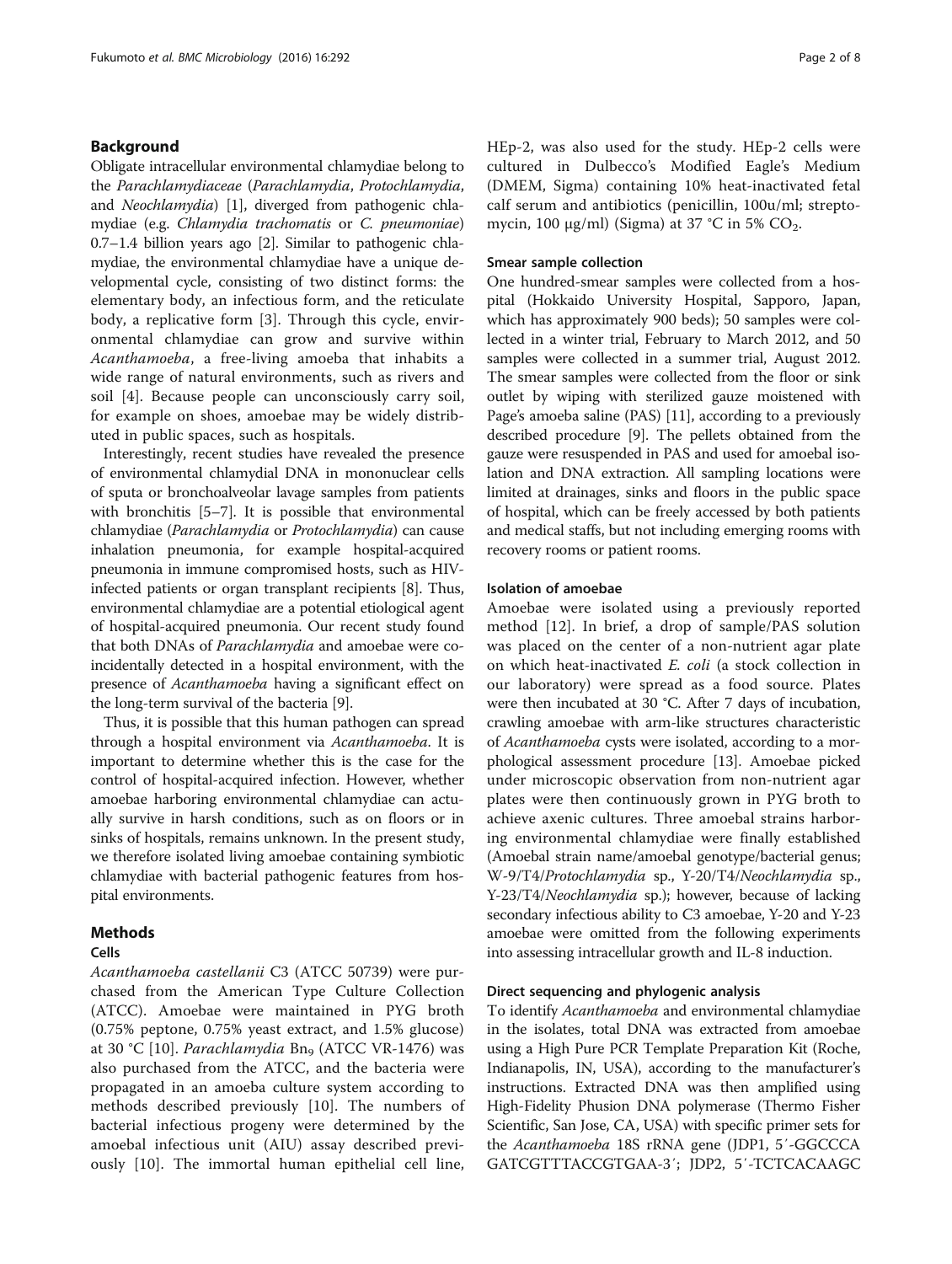## Background

Obligate intracellular environmental chlamydiae belong to the *Parachlamydiaceae* (*Parachlamydia*, *Protochlamydia*, and *Neochlamydia*) [1], diverged from pathogenic chlamydiae (e.g. *Chlamydia trachomatis* or *C. pneumoniae*) 0.7–1.4 billion years ago [2]. Similar to pathogenic chlamydiae, the environmental chlamydiae have a unique developmental cycle, consisting of two distinct forms: the elementary body, an infectious form, and the reticulate body, a replicative form [3]. Through this cycle, environmental chlamydiae can grow and survive within *Acanthamoeba*, a free-living amoeba that inhabits a wide range of natural environments, such as rivers and soil [4]. Because people can unconsciously carry soil, for example on shoes, amoebae may be widely distributed in public spaces, such as hospitals.

Interestingly, recent studies have revealed the presence of environmental chlamydial DNA in mononuclear cells of sputa or bronchoalveolar lavage samples from patients with bronchitis [5–7]. It is possible that environmental chlamydiae (*Parachlamydia* or *Protochlamydia*) can cause inhalation pneumonia, for example hospital-acquired pneumonia in immune compromised hosts, such as HIV-infected patients or organ transplant recipients [8]. Thus, environmental chlamydiae are a potential etiological agent of hospital-acquired pneumonia. Our recent study found that both DNAs of *Parachlamydia* and amoebae were co-incidentally detected in a hospital environment, with the presence of *Acanthamoeba* having a significant effect on the long-term survival of the bacteria [9].

Thus, it is possible that this human pathogen can spread through a hospital environment via *Acanthamoeba*. It is important to determine whether this is the case for the control of hospital-acquired infection. However, whether amoebae harboring environmental chlamydiae can actually survive in harsh conditions, such as on floors or in sinks of hospitals, remains unknown. In the present study, we therefore isolated living amoebae containing symbiotic chlamydiae with bacterial pathogenic features from hospital environments.

## Methods

### Cells

*Acanthamoeba castellanii* C3 (ATCC 50739) were purchased from the American Type Culture Collection (ATCC). Amoebae were maintained in PYG broth (0.75% peptone, 0.75% yeast extract, and 1.5% glucose) at 30 °C [10]. *Parachlamydia* $Bn_9$ (ATCC VR-1476) was also purchased from the ATCC, and the bacteria were propagated in an amoeba culture system according to methods described previously [10]. The numbers of bacterial infectious progeny were determined by the amoebal infectious unit (AIU) assay described previously [10]. The immortal human epithelial cell line, HEp-2, was also used for the study. HEp-2 cells were cultured in Dulbecco's Modified Eagle's Medium (DMEM, Sigma) containing 10% heat-inactivated fetal calf serum and antibiotics (penicillin, 100u/ml; streptomycin, 100 μg/ml) (Sigma) at 37 °C in 5% $CO_2$.

### Smear sample collection

One hundred-smear samples were collected from a hospital (Hokkaido University Hospital, Sapporo, Japan, which has approximately 900 beds); 50 samples were collected in a winter trial, February to March 2012, and 50 samples were collected in a summer trial, August 2012. The smear samples were collected from the floor or sink outlet by wiping with sterilized gauze moistened with Page's amoeba saline (PAS) [11], according to a previously described procedure [9]. The pellets obtained from the gauze were resuspended in PAS and used for amoebal isolation and DNA extraction. All sampling locations were limited at drainages, sinks and floors in the public space of hospital, which can be freely accessed by both patients and medical staffs, but not including emerging rooms with recovery rooms or patient rooms.

### Isolation of amoebae

Amoebae were isolated using a previously reported method [12]. In brief, a drop of sample/PAS solution was placed on the center of a non-nutrient agar plate on which heat-inactivated *E. coli* (a stock collection in our laboratory) were spread as a food source. Plates were then incubated at 30 °C. After 7 days of incubation, crawling amoebae with arm-like structures characteristic of *Acanthamoeba* cysts were isolated, according to a morphological assessment procedure [13]. Amoebae picked under microscopic observation from non-nutrient agar plates were then continuously grown in PYG broth to achieve axenic cultures. Three amoebal strains harboring environmental chlamydiae were finally established (Amoebal strain name/amoebal genotype/bacterial genus; W-9/T4/*Protochlamydia* sp., Y-20/T4/*Neochlamydia* sp., Y-23/T4/*Neochlamydia* sp.); however, because of lacking secondary infectious ability to C3 amoebae, Y-20 and Y-23 amoebae were omitted from the following experiments into assessing intracellular growth and IL-8 induction.

### Direct sequencing and phylogenic analysis

To identify *Acanthamoeba* and environmental chlamydiae in the isolates, total DNA was extracted from amoebae using a High Pure PCR Template Preparation Kit (Roche, Indianapolis, IN, USA), according to the manufacturer's instructions. Extracted DNA was then amplified using High-Fidelity Phusion DNA polymerase (Thermo Fisher Scientific, San Jose, CA, USA) with specific primer sets for the *Acanthamoeba* 18S rRNA gene (JDP1, 5′-GGCCCA GATCGTTTACCGTGAA-3′; JDP2, 5′-TCTCACAAGC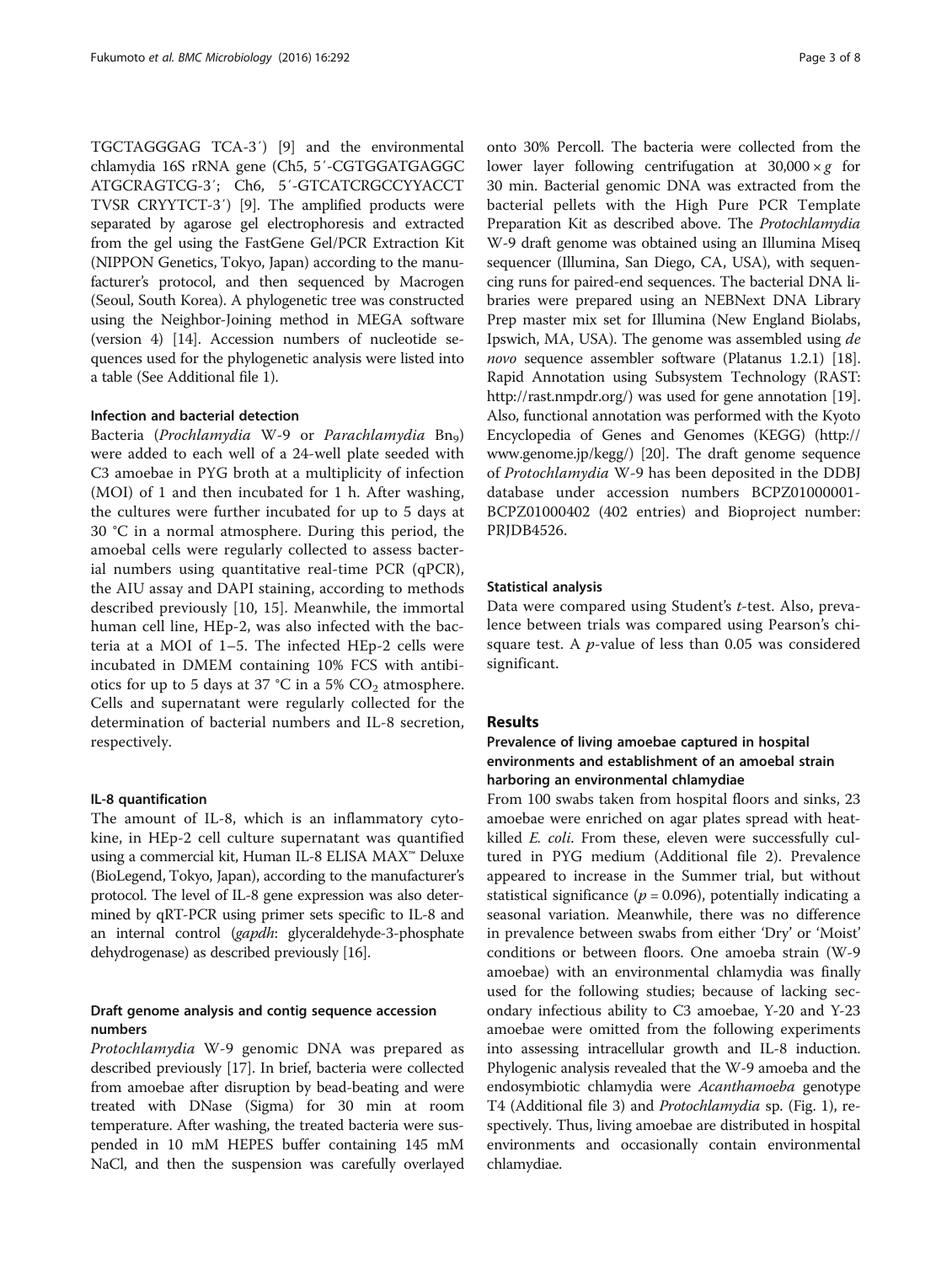TGCTAGGGAG TCA-3′) [9] and the environmental chlamydia 16S rRNA gene (Ch5, 5′-CGTGGATGAGGC ATGCRAGTCG-3′; Ch6, 5′-GTCATCRGCCYYACCT TVSR CRYYTCT-3′) [9]. The amplified products were separated by agarose gel electrophoresis and extracted from the gel using the FastGene Gel/PCR Extraction Kit (NIPPON Genetics, Tokyo, Japan) according to the manufacturer's protocol, and then sequenced by Macrogen (Seoul, South Korea). A phylogenetic tree was constructed using the Neighbor-Joining method in MEGA software (version 4) [14]. Accession numbers of nucleotide sequences used for the phylogenetic analysis were listed into a table (See Additional file 1).

#### Infection and bacterial detection

Bacteria (*Prochlamydia* W-9 or *Parachlamydia* $Bn_9$) were added to each well of a 24-well plate seeded with C3 amoebae in PYG broth at a multiplicity of infection (MOI) of 1 and then incubated for 1 h. After washing, the cultures were further incubated for up to 5 days at 30 °C in a normal atmosphere. During this period, the amoebal cells were regularly collected to assess bacterial numbers using quantitative real-time PCR (qPCR), the AIU assay and DAPI staining, according to methods described previously [10, 15]. Meanwhile, the immortal human cell line, HEp-2, was also infected with the bacteria at a MOI of 1–5. The infected HEp-2 cells were incubated in DMEM containing 10% FCS with antibiotics for up to 5 days at 37 °C in a 5% $CO_2$ atmosphere. Cells and supernatant were regularly collected for the determination of bacterial numbers and IL-8 secretion, respectively.

#### IL-8 quantification

The amount of IL-8, which is an inflammatory cytokine, in HEp-2 cell culture supernatant was quantified using a commercial kit, Human IL-8 ELISA MAX™ Deluxe (BioLegend, Tokyo, Japan), according to the manufacturer's protocol. The level of IL-8 gene expression was also determined by qRT-PCR using primer sets specific to IL-8 and an internal control (*gapdh*: glyceraldehyde-3-phosphate dehydrogenase) as described previously [16].

#### Draft genome analysis and contig sequence accession numbers

*Protochlamydia* W-9 genomic DNA was prepared as described previously [17]. In brief, bacteria were collected from amoebae after disruption by bead-beating and were treated with DNase (Sigma) for 30 min at room temperature. After washing, the treated bacteria were suspended in 10 mM HEPES buffer containing 145 mM NaCl, and then the suspension was carefully overlayed onto 30% Percoll. The bacteria were collected from the lower layer following centrifugation at $30,000 \times g$ for 30 min. Bacterial genomic DNA was extracted from the bacterial pellets with the High Pure PCR Template Preparation Kit as described above. The *Protochlamydia* W-9 draft genome was obtained using an Illumina Miseq sequencer (Illumina, San Diego, CA, USA), with sequencing runs for paired-end sequences. The bacterial DNA libraries were prepared using an NEBNext DNA Library Prep master mix set for Illumina (New England Biolabs, Ipswich, MA, USA). The genome was assembled using *de novo* sequence assembler software (Platanus 1.2.1) [18]. Rapid Annotation using Subsystem Technology (RAST: http://rast.nmpdr.org/) was used for gene annotation [19]. Also, functional annotation was performed with the Kyoto Encyclopedia of Genes and Genomes (KEGG) (http://www.genome.jp/kegg/) [20]. The draft genome sequence of *Protochlamydia* W-9 has been deposited in the DDBJ database under accession numbers BCPZ01000001-BCPZ01000402 (402 entries) and Bioproject number: PRJDB4526.

#### Statistical analysis

Data were compared using Student's *t*-test. Also, prevalence between trials was compared using Pearson's chi-square test. A *p*-value of less than 0.05 was considered significant.

## Results

### Prevalence of living amoebae captured in hospital environments and establishment of an amoebal strain harboring an environmental chlamydiae

From 100 swabs taken from hospital floors and sinks, 23 amoebae were enriched on agar plates spread with heat-killed *E. coli*. From these, eleven were successfully cultured in PYG medium (Additional file 2). Prevalence appeared to increase in the Summer trial, but without statistical significance ($p = 0.096$), potentially indicating a seasonal variation. Meanwhile, there was no difference in prevalence between swabs from either 'Dry' or 'Moist' conditions or between floors. One amoeba strain (W-9 amoebae) with an environmental chlamydia was finally used for the following studies; because of lacking secondary infectious ability to C3 amoebae, Y-20 and Y-23 amoebae were omitted from the following experiments into assessing intracellular growth and IL-8 induction. Phylogenic analysis revealed that the W-9 amoeba and the endosymbiotic chlamydia were *Acanthamoeba* genotype T4 (Additional file 3) and *Protochlamydia* sp. (Fig. 1), respectively. Thus, living amoebae are distributed in hospital environments and occasionally contain environmental chlamydiae.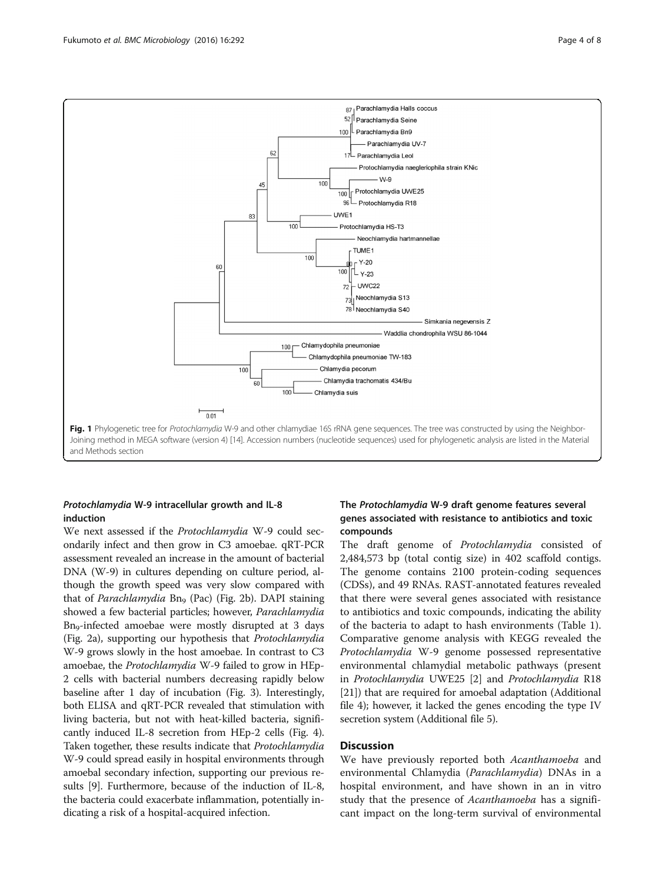Fig. 1 Phylogenetic tree for *Protochlamydia* W-9 and other chlamydiae 16S rRNA gene sequences. The tree was constructed by using the Neighbor-Joining method in MEGA software (version 4) [14]. Accession numbers (nucleotide sequences) used for phylogenetic analysis are listed in the Material and Methods section

### *Protochlamydia* W-9 intracellular growth and IL-8 induction

We next assessed if the *Protochlamydia* W-9 could secondarily infect and then grow in C3 amoebae. qRT-PCR assessment revealed an increase in the amount of bacterial DNA (W-9) in cultures depending on culture period, although the growth speed was very slow compared with that of *Parachlamydia* $Bn_9$ (Pac) (Fig. 2b). DAPI staining showed a few bacterial particles; however, *Parachlamydia* $Bn_9$-infected amoebae were mostly disrupted at 3 days (Fig. 2a), supporting our hypothesis that *Protochlamydia* W-9 grows slowly in the host amoebae. In contrast to C3 amoebae, the *Protochlamydia* W-9 failed to grow in HEp-2 cells with bacterial numbers decreasing rapidly below baseline after 1 day of incubation (Fig. 3). Interestingly, both ELISA and qRT-PCR revealed that stimulation with living bacteria, but not with heat-killed bacteria, significantly induced IL-8 secretion from HEp-2 cells (Fig. 4). Taken together, these results indicate that *Protochlamydia* W-9 could spread easily in hospital environments through amoebal secondary infection, supporting our previous results [9]. Furthermore, because of the induction of IL-8, the bacteria could exacerbate inflammation, potentially indicating a risk of a hospital-acquired infection.

### The *Protochlamydia* W-9 draft genome features several genes associated with resistance to antibiotics and toxic compounds

The draft genome of *Protochlamydia* consisted of 2,484,573 bp (total contig size) in 402 scaffold contigs. The genome contains 2100 protein-coding sequences (CDSs), and 49 RNAs. RAST-annotated features revealed that there were several genes associated with resistance to antibiotics and toxic compounds, indicating the ability of the bacteria to adapt to hash environments (Table 1). Comparative genome analysis with KEGG revealed the *Protochlamydia* W-9 genome possessed representative environmental chlamydial metabolic pathways (present in *Protochlamydia* UWE25 [2] and *Protochlamydia* R18 [21]) that are required for amoebal adaptation (Additional file 4); however, it lacked the genes encoding the type IV secretion system (Additional file 5).

## Discussion

We have previously reported both *Acanthamoeba* and environmental Chlamydia (*Parachlamydia*) DNAs in a hospital environment, and have shown in an in vitro study that the presence of *Acanthamoeba* has a significant impact on the long-term survival of environmental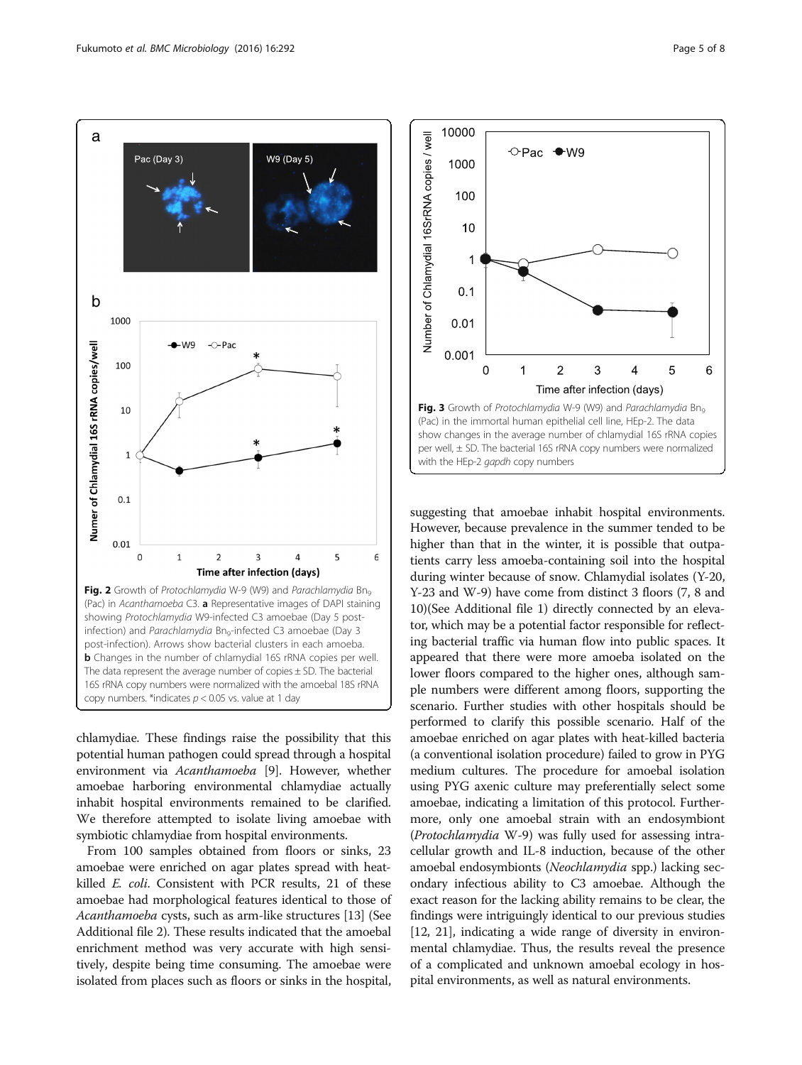**Fig. 2** Growth of *Protochlamydia* W-9 (W9) and *Parachlamydia* $Bn_9$ (Pac) in *Acanthamoeba* C3. **a** Representative images of DAPI staining showing *Protochlamydia* W9-infected C3 amoebae (Day 5 post-infection) and *Parachlamydia* $Bn_9$-infected C3 amoebae (Day 3 post-infection). Arrows show bacterial clusters in each amoeba. **b** Changes in the number of chlamydial 16S rRNA copies per well. The data represent the average number of copies ± SD. The bacterial 16S rRNA copy numbers were normalized with the amoebal 18S rRNA copy numbers. *indicates $p < 0.05$ vs. value at 1 day

**Fig. 3** Growth of *Protochlamydia* W-9 (W9) and *Parachlamydia* $Bn_9$ (Pac) in the immortal human epithelial cell line, HEp-2. The data show changes in the average number of chlamydial 16S rRNA copies per well, ± SD. The bacterial 16S rRNA copy numbers were normalized with the HEp-2 *gapdh* copy numbers

chlamydiae. These findings raise the possibility that this potential human pathogen could spread through a hospital environment via *Acanthamoeba* [9]. However, whether amoebae harboring environmental chlamydiae actually inhabit hospital environments remained to be clarified. We therefore attempted to isolate living amoebae with symbiotic chlamydiae from hospital environments.

From 100 samples obtained from floors or sinks, 23 amoebae were enriched on agar plates spread with heat-killed *E. coli*. Consistent with PCR results, 21 of these amoebae had morphological features identical to those of *Acanthamoeba* cysts, such as arm-like structures [13] (See Additional file 2). These results indicated that the amoebal enrichment method was very accurate with high sensitively, despite being time consuming. The amoebae were isolated from places such as floors or sinks in the hospital, suggesting that amoebae inhabit hospital environments. However, because prevalence in the summer tended to be higher than that in the winter, it is possible that outpatients carry less amoeba-containing soil into the hospital during winter because of snow. Chlamydial isolates (Y-20, Y-23 and W-9) have come from distinct 3 floors (7, 8 and 10)(See Additional file 1) directly connected by an elevator, which may be a potential factor responsible for reflecting bacterial traffic via human flow into public spaces. It appeared that there were more amoeba isolated on the lower floors compared to the higher ones, although sample numbers were different among floors, supporting the scenario. Further studies with other hospitals should be performed to clarify this possible scenario. Half of the amoebae enriched on agar plates with heat-killed bacteria (a conventional isolation procedure) failed to grow in PYG medium cultures. The procedure for amoebal isolation using PYG axenic culture may preferentially select some amoebae, indicating a limitation of this protocol. Furthermore, only one amoebal strain with an endosymbiont (*Protochlamydia* W-9) was fully used for assessing intracellular growth and IL-8 induction, because of the other amoebal endosymbionts (*Neochlamydia* spp.) lacking secondary infectious ability to C3 amoebae. Although the exact reason for the lacking ability remains to be clear, the findings were intriguingly identical to our previous studies [12, 21], indicating a wide range of diversity in environmental chlamydiae. Thus, the results reveal the presence of a complicated and unknown amoebal ecology in hospital environments, as well as natural environments.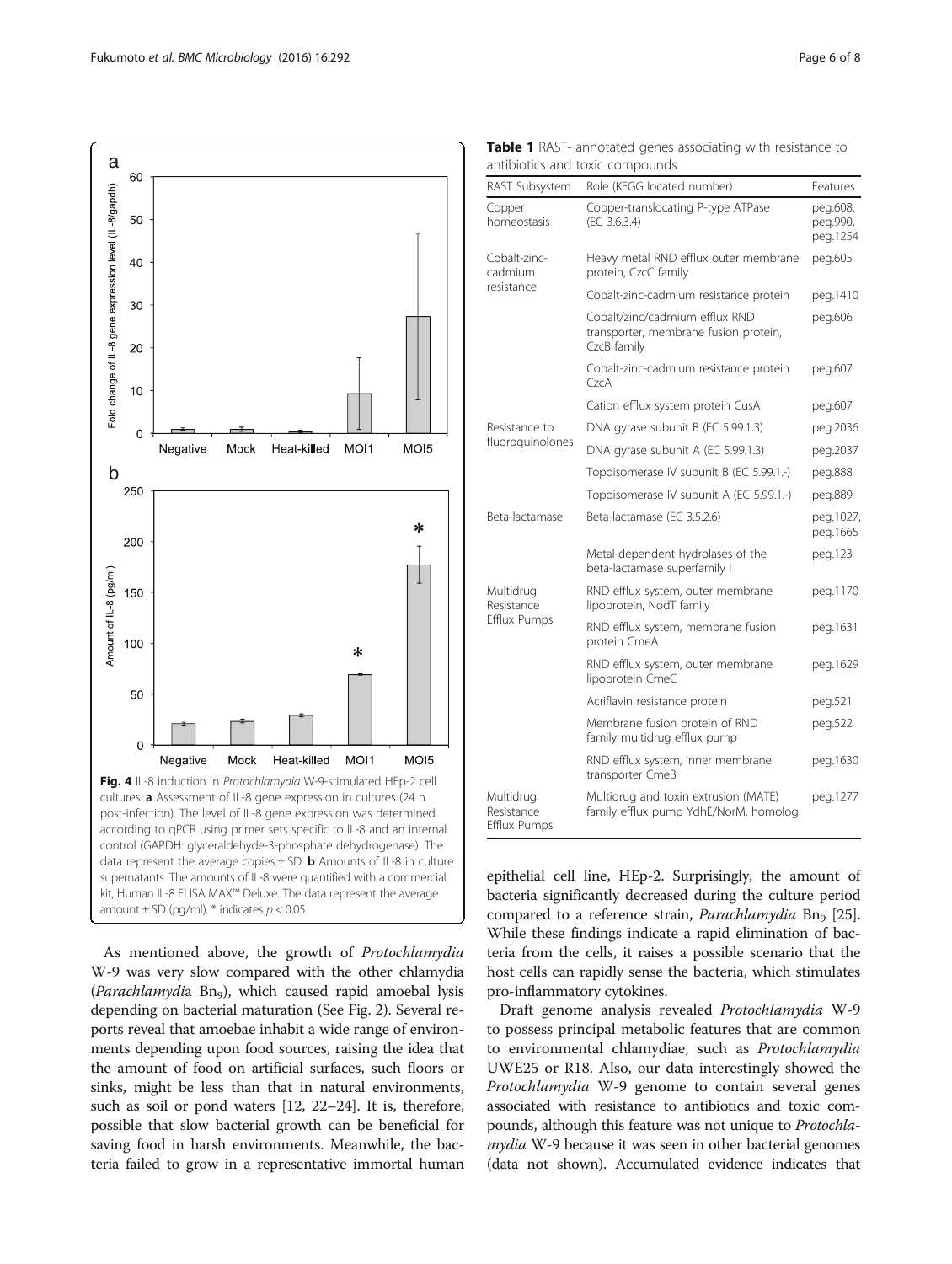Fig. 4 IL-8 induction in *Protochlamydia* W-9-stimulated HEp-2 cell cultures. **a** Assessment of IL-8 gene expression in cultures (24 h post-infection). The level of IL-8 gene expression was determined according to qPCR using primer sets specific to IL-8 and an internal control (GAPDH: glyceraldehyde-3-phosphate dehydrogenase). The data represent the average copies ± SD. **b** Amounts of IL-8 in culture supernatants. The amounts of IL-8 were quantified with a commercial kit, Human IL-8 ELISA MAX™ Deluxe. The data represent the average amount ± SD (pg/ml). * indicates $p < 0.05$

As mentioned above, the growth of *Protochlamydia* W-9 was very slow compared with the other chlamydia (*Parachlamydia* $Bn_9$), which caused rapid amoebal lysis depending on bacterial maturation (See Fig. 2). Several reports reveal that amoebae inhabit a wide range of environments depending upon food sources, raising the idea that the amount of food on artificial surfaces, such floors or sinks, might be less than that in natural environments, such as soil or pond waters [12, 22–24]. It is, therefore, possible that slow bacterial growth can be beneficial for saving food in harsh environments. Meanwhile, the bacteria failed to grow in a representative immortal human epithelial cell line, HEp-2. Surprisingly, the amount of bacteria significantly decreased during the culture period compared to a reference strain, *Parachlamydia* $Bn_9$ [25]. While these findings indicate a rapid elimination of bacteria from the cells, it raises a possible scenario that the host cells can rapidly sense the bacteria, which stimulates pro-inflammatory cytokines.

**Table 1** RAST- annotated genes associating with resistance to antibiotics and toxic compounds

| RAST Subsystem | Role (KEGG located number) | Features |
|---|---|---|
| Copper homeostasis | Copper-translocating P-type ATPase (EC 3.6.3.4) | peg.608, peg.990, peg.1254 |
| Cobalt-zinc-cadmium resistance | Heavy metal RND efflux outer membrane protein, CzcC family | peg.605 |
| | Cobalt-zinc-cadmium resistance protein | peg.1410 |
| | Cobalt/zinc/cadmium efflux RND transporter, membrane fusion protein, CzcB family | peg.606 |
| | Cobalt-zinc-cadmium resistance protein CzcA | peg.607 |
| | Cation efflux system protein CusA | peg.607 |
| Resistance to fluoroquinolones | DNA gyrase subunit B (EC 5.99.1.3) | peg.2036 |
| | DNA gyrase subunit A (EC 5.99.1.3) | peg.2037 |
| | Topoisomerase IV subunit B (EC 5.99.1.-) | peg.888 |
| | Topoisomerase IV subunit A (EC 5.99.1.-) | peg.889 |
| Beta-lactamase | Beta-lactamase (EC 3.5.2.6) | peg.1027, peg.1665 |
| | Metal-dependent hydrolases of the beta-lactamase superfamily I | peg.123 |
| Multidrug Resistance Efflux Pumps | RND efflux system, outer membrane lipoprotein, NodT family | peg.1170 |
| | RND efflux system, membrane fusion protein CmeA | peg.1631 |
| | RND efflux system, outer membrane lipoprotein CmeC | peg.1629 |
| | Acriflavin resistance protein | peg.521 |
| | Membrane fusion protein of RND family multidrug efflux pump | peg.522 |
| | RND efflux system, inner membrane transporter CmeB | peg.1630 |
| Multidrug Resistance Efflux Pumps | Multidrug and toxin extrusion (MATE) family efflux pump YdhE/NorM, homolog | peg.1277 |

Draft genome analysis revealed *Protochlamydia* W-9 to possess principal metabolic features that are common to environmental chlamydiae, such as *Protochlamydia* UWE25 or R18. Also, our data interestingly showed the *Protochlamydia* W-9 genome to contain several genes associated with resistance to antibiotics and toxic compounds, although this feature was not unique to *Protochlamydia* W-9 because it was seen in other bacterial genomes (data not shown). Accumulated evidence indicates that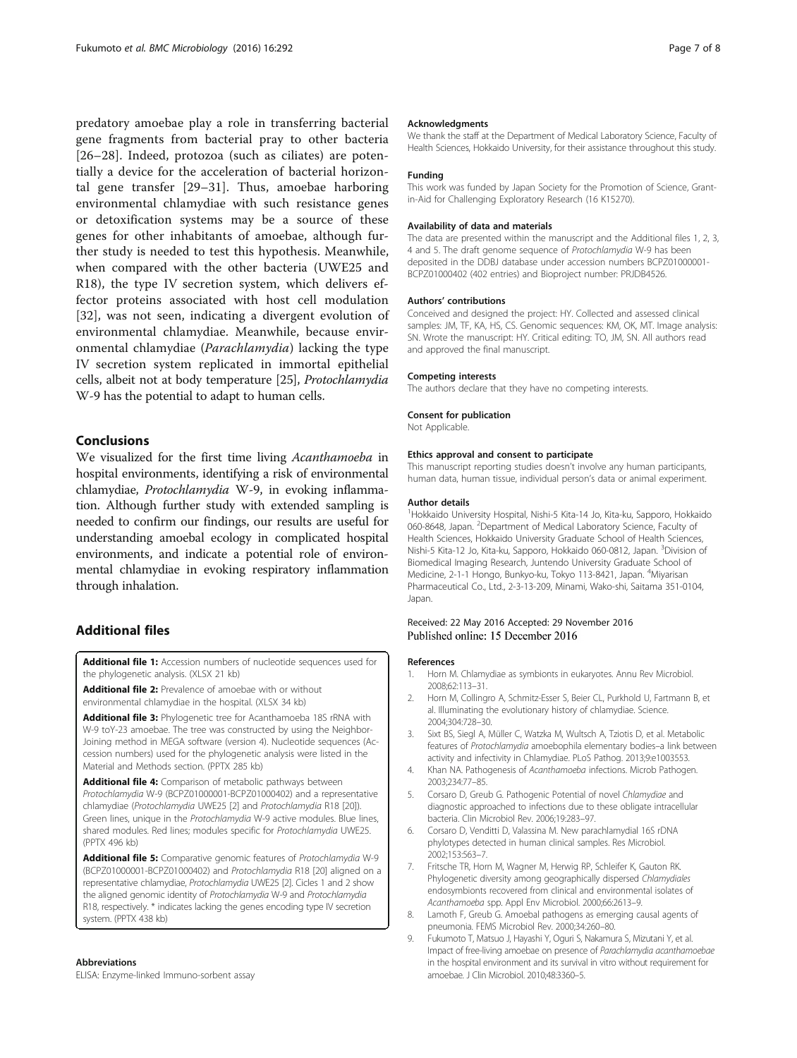predatory amoebae play a role in transferring bacterial gene fragments from bacterial pray to other bacteria [26–28]. Indeed, protozoa (such as ciliates) are potentially a device for the acceleration of bacterial horizontal gene transfer [29–31]. Thus, amoebae harboring environmental chlamydiae with such resistance genes or detoxification systems may be a source of these genes for other inhabitants of amoebae, although further study is needed to test this hypothesis. Meanwhile, when compared with the other bacteria (UWE25 and R18), the type IV secretion system, which delivers effector proteins associated with host cell modulation [32], was not seen, indicating a divergent evolution of environmental chlamydiae. Meanwhile, because environmental chlamydiae (*Parachlamydia*) lacking the type IV secretion system replicated in immortal epithelial cells, albeit not at body temperature [25], *Protochlamydia* W-9 has the potential to adapt to human cells.

## Conclusions

We visualized for the first time living *Acanthamoeba* in hospital environments, identifying a risk of environmental chlamydiae, *Protochlamydia* W-9, in evoking inflammation. Although further study with extended sampling is needed to confirm our findings, our results are useful for understanding amoebal ecology in complicated hospital environments, and indicate a potential role of environmental chlamydiae in evoking respiratory inflammation through inhalation.

## Additional files

**Additional file 1:** Accession numbers of nucleotide sequences used for the phylogenetic analysis. (XLSX 21 kb)

**Additional file 2:** Prevalence of amoebae with or without environmental chlamydiae in the hospital. (XLSX 34 kb)

**Additional file 3:** Phylogenetic tree for Acanthamoeba 18S rRNA with W-9 toY-23 amoebae. The tree was constructed by using the Neighbor-Joining method in MEGA software (version 4). Nucleotide sequences (Accession numbers) used for the phylogenetic analysis were listed in the Material and Methods section. (PPTX 285 kb)

**Additional file 4:** Comparison of metabolic pathways between *Protochlamydia* W-9 (BCPZ01000001-BCPZ01000402) and a representative chlamydiae (*Protochlamydia* UWE25 [2] and *Protochlamydia* R18 [20]). Green lines, unique in the *Protochlamydia* W-9 active modules. Blue lines, shared modules. Red lines; modules specific for *Protochlamydia* UWE25. (PPTX 496 kb)

**Additional file 5:** Comparative genomic features of *Protochlamydia* W-9 (BCPZ01000001-BCPZ01000402) and *Protochlamydia* R18 [20] aligned on a representative chlamydiae, *Protochlamydia* UWE25 [2]. Cicles 1 and 2 show the aligned genomic identity of *Protochlamydia* W-9 and *Protochlamydia* R18, respectively. * indicates lacking the genes encoding type IV secretion system. (PPTX 438 kb)

### Abbreviations

ELISA: Enzyme-linked Immuno-sorbent assay

### Acknowledgments

We thank the staff at the Department of Medical Laboratory Science, Faculty of Health Sciences, Hokkaido University, for their assistance throughout this study.

### Funding

This work was funded by Japan Society for the Promotion of Science, Grant-in-Aid for Challenging Exploratory Research (16 K15270).

### Availability of data and materials

The data are presented within the manuscript and the Additional files 1, 2, 3, 4 and 5. The draft genome sequence of *Protochlamydia* W-9 has been deposited in the DDBJ database under accession numbers BCPZ01000001-BCPZ01000402 (402 entries) and Bioproject number: PRJDB4526.

### Authors' contributions

Conceived and designed the project: HY. Collected and assessed clinical samples: JM, TF, KA, HS, CS. Genomic sequences: KM, OK, MT. Image analysis: SN. Wrote the manuscript: HY. Critical editing: TO, JM, SN. All authors read and approved the final manuscript.

### Competing interests

The authors declare that they have no competing interests.

### Consent for publication

Not Applicable.

### Ethics approval and consent to participate

This manuscript reporting studies doesn't involve any human participants, human data, human tissue, individual person's data or animal experiment.

### Author details

[1]Hokkaido University Hospital, Nishi-5 Kita-14 Jo, Kita-ku, Sapporo, Hokkaido 060-8648, Japan. [2]Department of Medical Laboratory Science, Faculty of Health Sciences, Hokkaido University Graduate School of Health Sciences, Nishi-5 Kita-12 Jo, Kita-ku, Sapporo, Hokkaido 060-0812, Japan. [3]Division of Biomedical Imaging Research, Juntendo University Graduate School of Medicine, 2-1-1 Hongo, Bunkyo-ku, Tokyo 113-8421, Japan. [4]Miyarisan Pharmaceutical Co., Ltd., 2-3-13-209, Minami, Wako-shi, Saitama 351-0104, Japan.

Received: 22 May 2016 Accepted: 29 November 2016
Published online: 15 December 2016

### References

1. Horn M. Chlamydiae as symbionts in eukaryotes. Annu Rev Microbiol. 2008;62:113–31.
2. Horn M, Collingro A, Schmitz-Esser S, Beier CL, Purkhold U, Fartmann B, et al. Illuminating the evolutionary history of chlamydiae. Science. 2004;304:728–30.
3. Sixt BS, Siegl A, Müller C, Watzka M, Wultsch A, Tziotis D, et al. Metabolic features of *Protochlamydia* amoebophila elementary bodies–a link between activity and infectivity in Chlamydiae. PLoS Pathog. 2013;9:e1003553.
4. Khan NA. Pathogenesis of *Acanthamoeba* infections. Microb Pathogen. 2003;234:77–85.
5. Corsaro D, Greub G. Pathogenic Potential of novel *Chlamydiae* and diagnostic approached to infections due to these obligate intracellular bacteria. Clin Microbiol Rev. 2006;19:283–97.
6. Corsaro D, Venditti D, Valassina M. New parachlamydial 16S rDNA phylotypes detected in human clinical samples. Res Microbiol. 2002;153:563–7.
7. Fritsche TR, Horn M, Wagner M, Herwig RP, Schleifer K, Gauton RK. Phylogenetic diversity among geographically dispersed *Chlamydiales* endosymbionts recovered from clinical and environmental isolates of *Acanthamoeba* spp. Appl Env Microbiol. 2000;66:2613–9.
8. Lamoth F, Greub G. Amoebal pathogens as emerging causal agents of pneumonia. FEMS Microbiol Rev. 2000;34:260–80.
9. Fukumoto T, Matsuo J, Hayashi Y, Oguri S, Nakamura S, Mizutani Y, et al. Impact of free-living amoebae on presence of *Parachlamydia acanthamoebae* in the hospital environment and its survival in vitro without requirement for amoebae. J Clin Microbiol. 2010;48:3360–5.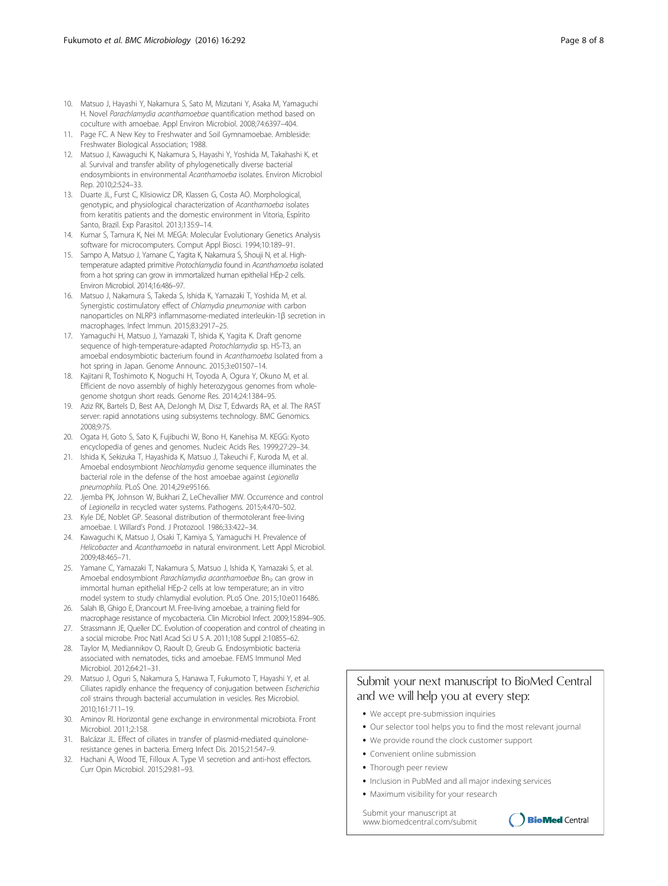10. Matsuo J, Hayashi Y, Nakamura S, Sato M, Mizutani Y, Asaka M, Yamaguchi H. Novel *Parachlamydia acanthamoebae* quantification method based on coculture with amoebae. Appl Environ Microbiol. 2008;74:6397–404.
11. Page FC. A New Key to Freshwater and Soil Gymnamoebae. Ambleside: Freshwater Biological Association; 1988.
12. Matsuo J, Kawaguchi K, Nakamura S, Hayashi Y, Yoshida M, Takahashi K, et al. Survival and transfer ability of phylogenetically diverse bacterial endosymbionts in environmental *Acanthamoeba* isolates. Environ Microbiol Rep. 2010;2:524–33.
13. Duarte JL, Furst C, Klisiowicz DR, Klassen G, Costa AO. Morphological, genotypic, and physiological characterization of *Acanthamoeba* isolates from keratitis patients and the domestic environment in Vitoria, Espírito Santo, Brazil. Exp Parasitol. 2013;135:9–14.
14. Kumar S, Tamura K, Nei M. MEGA: Molecular Evolutionary Genetics Analysis software for microcomputers. Comput Appl Biosci. 1994;10:189–91.
15. Sampo A, Matsuo J, Yamane C, Yagita K, Nakamura S, Shouji N, et al. High-temperature adapted primitive *Protochlamydia* found in *Acanthamoeba* isolated from a hot spring can grow in immortalized human epithelial HEp-2 cells. Environ Microbiol. 2014;16:486–97.
16. Matsuo J, Nakamura S, Takeda S, Ishida K, Yamazaki T, Yoshida M, et al. Synergistic costimulatory effect of *Chlamydia pneumoniae* with carbon nanoparticles on NLRP3 inflammasome-mediated interleukin-1β secretion in macrophages. Infect Immun. 2015;83:2917–25.
17. Yamaguchi H, Matsuo J, Yamazaki T, Ishida K, Yagita K. Draft genome sequence of high-temperature-adapted *Protochlamydia* sp. HS-T3, an amoebal endosymbiotic bacterium found in *Acanthamoeba* Isolated from a hot spring in Japan. Genome Announc. 2015;3:e01507–14.
18. Kajitani R, Toshimoto K, Noguchi H, Toyoda A, Ogura Y, Okuno M, et al. Efficient de novo assembly of highly heterozygous genomes from whole-genome shotgun short reads. Genome Res. 2014;24:1384–95.
19. Aziz RK, Bartels D, Best AA, DeJongh M, Disz T, Edwards RA, et al. The RAST server: rapid annotations using subsystems technology. BMC Genomics. 2008;9:75.
20. Ogata H, Goto S, Sato K, Fujibuchi W, Bono H, Kanehisa M. KEGG: Kyoto encyclopedia of genes and genomes. Nucleic Acids Res. 1999;27:29–34.
21. Ishida K, Sekizuka T, Hayashida K, Matsuo J, Takeuchi F, Kuroda M, et al. Amoebal endosymbiont *Neochlamydia* genome sequence illuminates the bacterial role in the defense of the host amoebae against *Legionella pneumophila*. PLoS One. 2014;29:e95166.
22. Jjemba PK, Johnson W, Bukhari Z, LeChevallier MW. Occurrence and control of *Legionella* in recycled water systems. Pathogens. 2015;4:470–502.
23. Kyle DE, Noblet GP. Seasonal distribution of thermotolerant free-living amoebae. I. Willard's Pond. J Protozool. 1986;33:422–34.
24. Kawaguchi K, Matsuo J, Osaki T, Kamiya S, Yamaguchi H. Prevalence of *Helicobacter* and *Acanthamoeba* in natural environment. Lett Appl Microbiol. 2009;48:465–71.
25. Yamane C, Yamazaki T, Nakamura S, Matsuo J, Ishida K, Yamazaki S, et al. Amoebal endosymbiont *Parachlamydia acanthamoebae* $Bn_9$ can grow in immortal human epithelial HEp-2 cells at low temperature; an in vitro model system to study chlamydial evolution. PLoS One. 2015;10:e0116486.
26. Salah IB, Ghigo E, Drancourt M. Free-living amoebae, a training field for macrophage resistance of mycobacteria. Clin Microbiol Infect. 2009;15:894–905.
27. Strassmann JE, Queller DC. Evolution of cooperation and control of cheating in a social microbe. Proc Natl Acad Sci U S A. 2011;108 Suppl 2:10855–62.
28. Taylor M, Mediannikov O, Raoult D, Greub G. Endosymbiotic bacteria associated with nematodes, ticks and amoebae. FEMS Immunol Med Microbiol. 2012;64:21–31.
29. Matsuo J, Oguri S, Nakamura S, Hanawa T, Fukumoto T, Hayashi Y, et al. Ciliates rapidly enhance the frequency of conjugation between *Escherichia coli* strains through bacterial accumulation in vesicles. Res Microbiol. 2010;161:711–19.
30. Aminov RI. Horizontal gene exchange in environmental microbiota. Front Microbiol. 2011;2:158.
31. Balcázar JL. Effect of ciliates in transfer of plasmid-mediated quinolone-resistance genes in bacteria. Emerg Infect Dis. 2015;21:547–9.
32. Hachani A, Wood TE, Filloux A. Type VI secretion and anti-host effectors. Curr Opin Microbiol. 2015;29:81–93.

Submit your next manuscript to BioMed Central and we will help you at every step:

- We accept pre-submission inquiries
- Our selector tool helps you to find the most relevant journal
- We provide round the clock customer support
- Convenient online submission
- Thorough peer review
- Inclusion in PubMed and all major indexing services
- Maximum visibility for your research

Submit your manuscript at www.biomedcentral.com/submit

BioMed Central